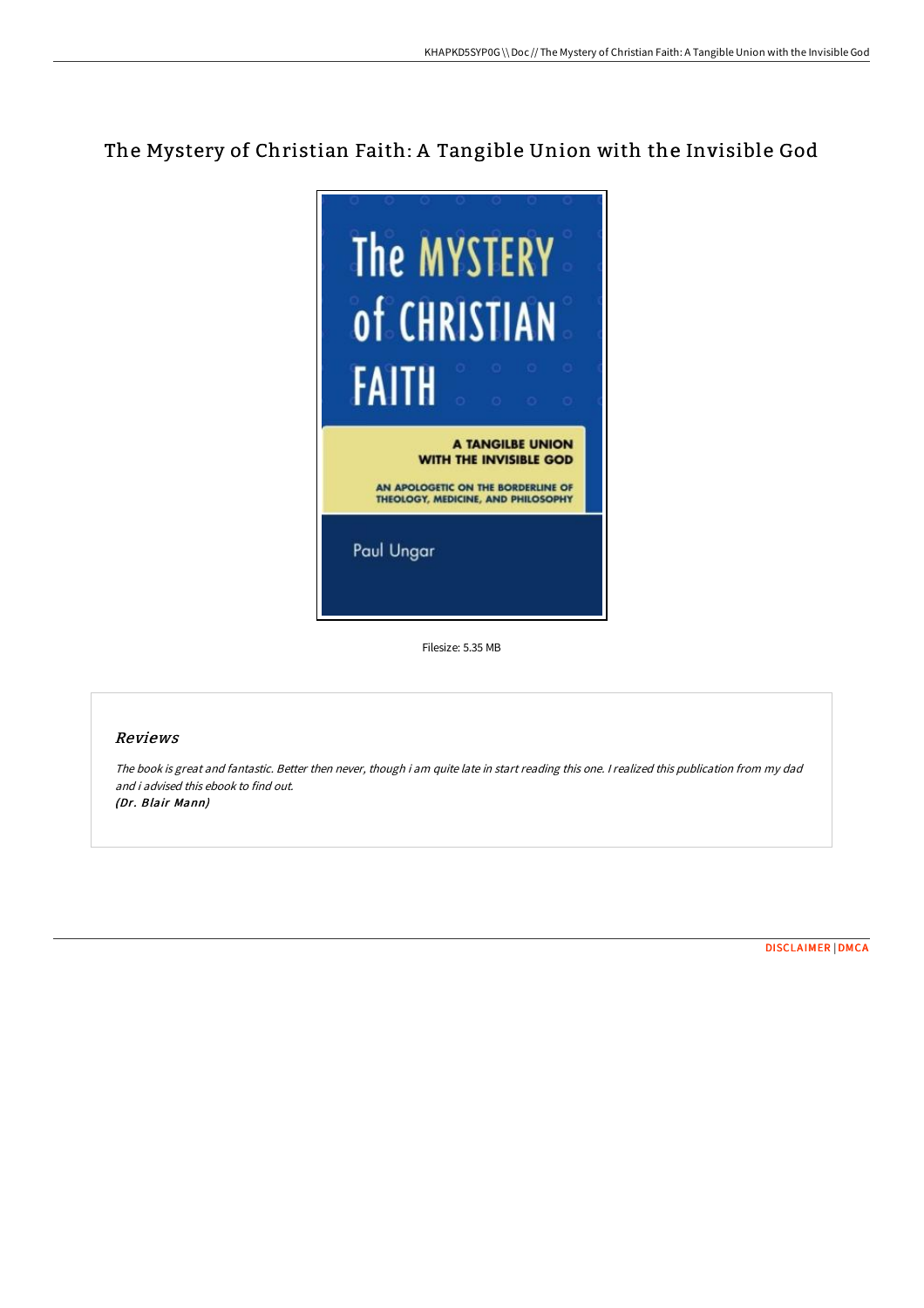# The Mystery of Christian Faith: A Tangible Union with the Invisible God

Filesize: 5.35 MB

## Reviews

*The book is great and fantastic. Better then never, though i am quite late in start reading this one. I realized this publication from my dad and i advised this ebook to find out.*
***(Dr. Blair Mann)***

DISCLAIMER | DMCA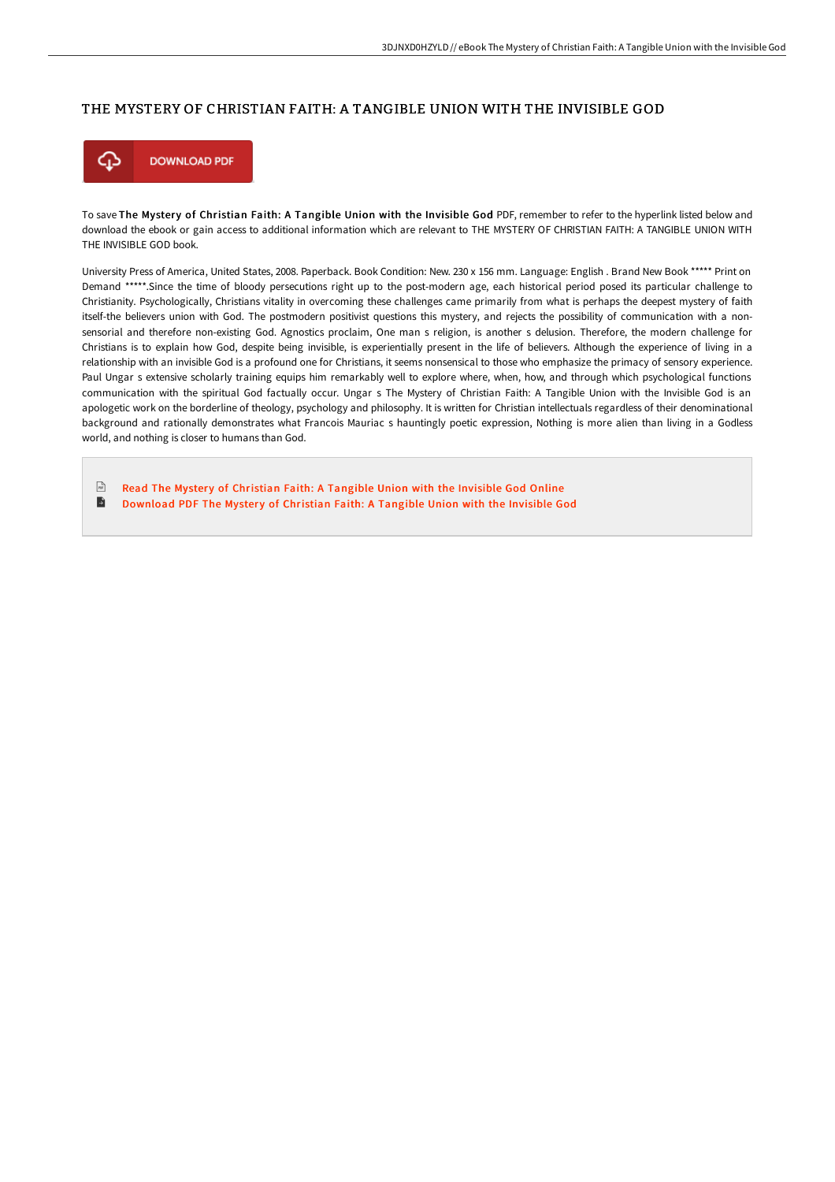# THE MYSTERY OF CHRISTIAN FAITH: A TANGIBLE UNION WITH THE INVISIBLE GOD

DOWNLOAD PDF

To save **The Mystery of Christian Faith: A Tangible Union with the Invisible God** PDF, remember to refer to the hyperlink listed below and download the ebook or gain access to additional information which are relevant to THE MYSTERY OF CHRISTIAN FAITH: A TANGIBLE UNION WITH THE INVISIBLE GOD book.

University Press of America, United States, 2008. Paperback. Book Condition: New. 230 x 156 mm. Language: English . Brand New Book ***** Print on Demand *****.Since the time of bloody persecutions right up to the post-modern age, each historical period posed its particular challenge to Christianity. Psychologically, Christians vitality in overcoming these challenges came primarily from what is perhaps the deepest mystery of faith itself-the believers union with God. The postmodern positivist questions this mystery, and rejects the possibility of communication with a non-sensorial and therefore non-existing God. Agnostics proclaim, One man s religion, is another s delusion. Therefore, the modern challenge for Christians is to explain how God, despite being invisible, is experientially present in the life of believers. Although the experience of living in a relationship with an invisible God is a profound one for Christians, it seems nonsensical to those who emphasize the primacy of sensory experience. Paul Ungar s extensive scholarly training equips him remarkably well to explore where, when, how, and through which psychological functions communication with the spiritual God factually occur. Ungar s The Mystery of Christian Faith: A Tangible Union with the Invisible God is an apologetic work on the borderline of theology, psychology and philosophy. It is written for Christian intellectuals regardless of their denominational background and rationally demonstrates what Francois Mauriac s hauntingly poetic expression, Nothing is more alien than living in a Godless world, and nothing is closer to humans than God.

- Read The Mystery of Christian Faith: A Tangible Union with the Invisible God Online
- Download PDF The Mystery of Christian Faith: A Tangible Union with the Invisible God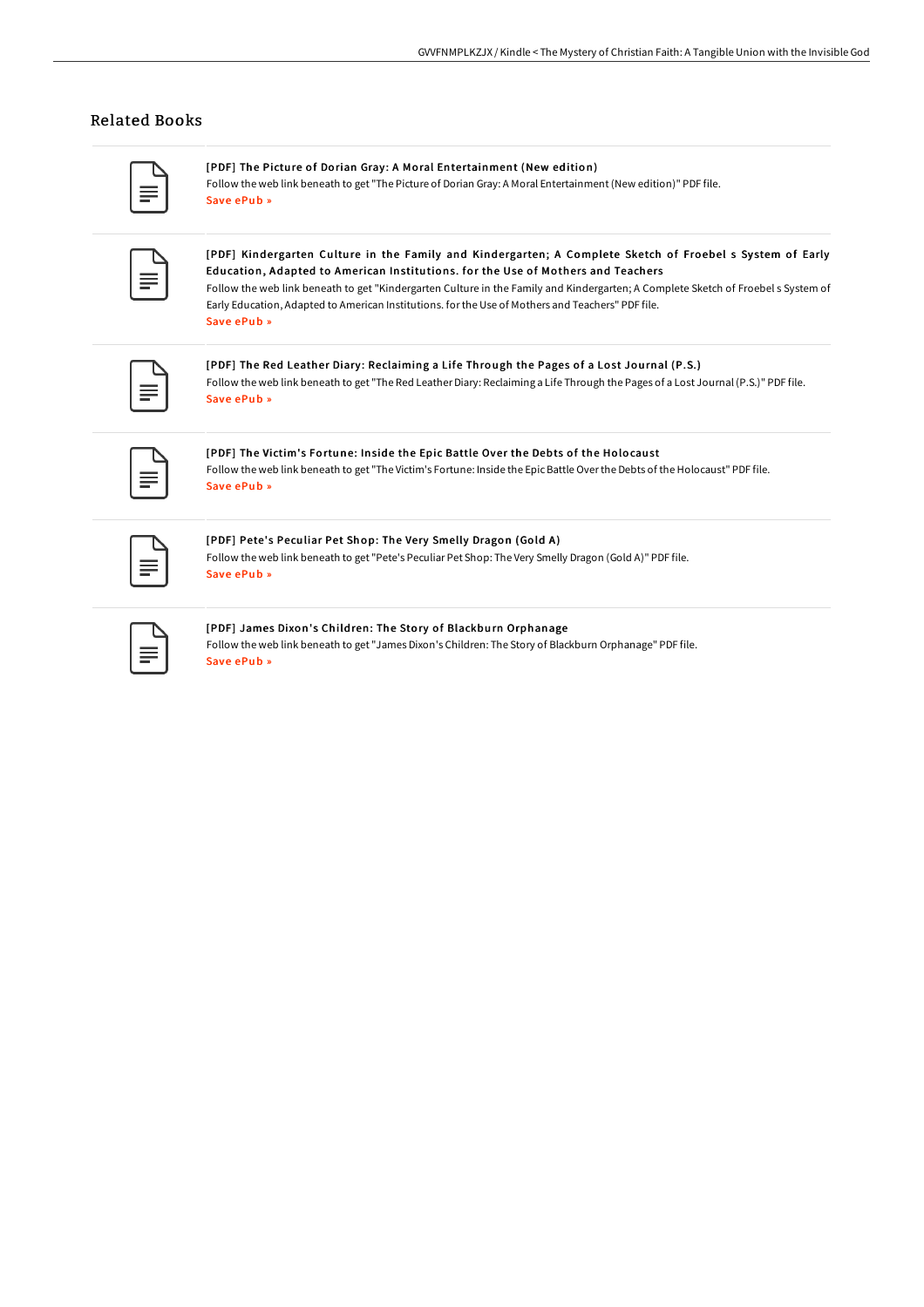## Related Books

[PDF] The Picture of Dorian Gray: A Moral Entertainment (New edition)
Follow the web link beneath to get "The Picture of Dorian Gray: A Moral Entertainment (New edition)" PDF file.
Save ePub »

[PDF] Kindergarten Culture in the Family and Kindergarten; A Complete Sketch of Froebel s System of Early Education, Adapted to American Institutions. for the Use of Mothers and Teachers
Follow the web link beneath to get "Kindergarten Culture in the Family and Kindergarten; A Complete Sketch of Froebel s System of Early Education, Adapted to American Institutions. for the Use of Mothers and Teachers" PDF file.
Save ePub »

[PDF] The Red Leather Diary: Reclaiming a Life Through the Pages of a Lost Journal (P.S.)
Follow the web link beneath to get "The Red Leather Diary: Reclaiming a Life Through the Pages of a Lost Journal (P.S.)" PDF file.
Save ePub »

[PDF] The Victim's Fortune: Inside the Epic Battle Over the Debts of the Holocaust
Follow the web link beneath to get "The Victim's Fortune: Inside the Epic Battle Over the Debts of the Holocaust" PDF file.
Save ePub »

[PDF] Pete's Peculiar Pet Shop: The Very Smelly Dragon (Gold A)
Follow the web link beneath to get "Pete's Peculiar Pet Shop: The Very Smelly Dragon (Gold A)" PDF file.
Save ePub »

[PDF] James Dixon's Children: The Story of Blackburn Orphanage
Follow the web link beneath to get "James Dixon's Children: The Story of Blackburn Orphanage" PDF file.
Save ePub »